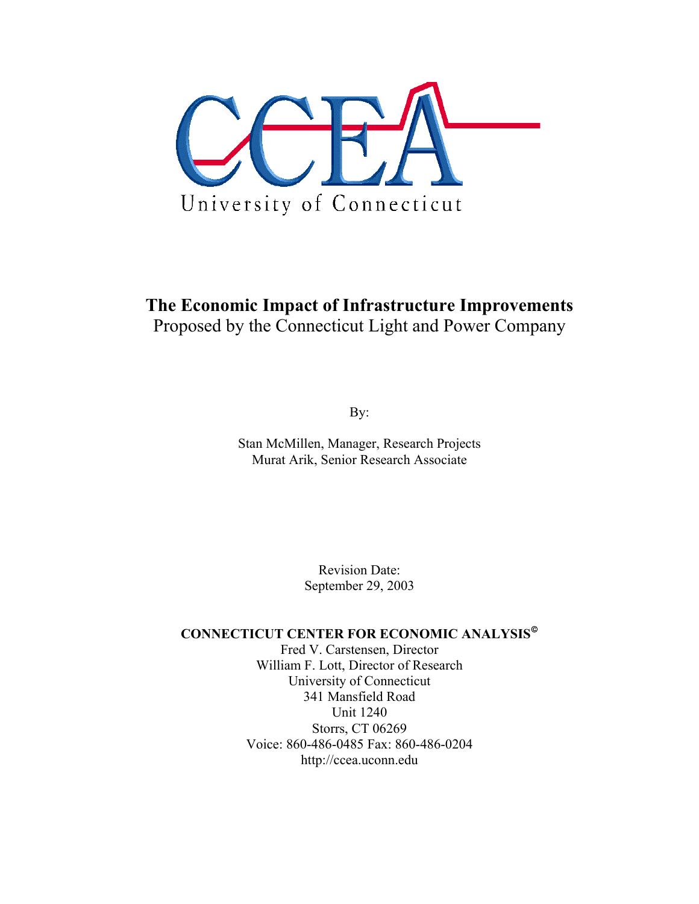CCEA

University of Connecticut

# The Economic Impact of Infrastructure Improvements

Proposed by the Connecticut Light and Power Company

By:

Stan McMillen, Manager, Research Projects
Murat Arik, Senior Research Associate

Revision Date:
September 29, 2003

**CONNECTICUT CENTER FOR ECONOMIC ANALYSIS©**
Fred V. Carstensen, Director
William F. Lott, Director of Research
University of Connecticut
341 Mansfield Road
Unit 1240
Storrs, CT 06269
Voice: 860-486-0485 Fax: 860-486-0204
http://ccea.uconn.edu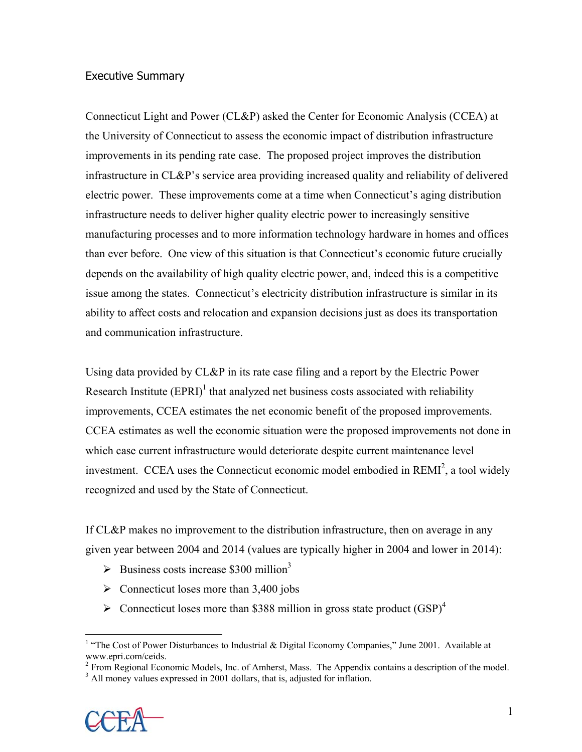## Executive Summary

Connecticut Light and Power (CL&P) asked the Center for Economic Analysis (CCEA) at the University of Connecticut to assess the economic impact of distribution infrastructure improvements in its pending rate case. The proposed project improves the distribution infrastructure in CL&P's service area providing increased quality and reliability of delivered electric power. These improvements come at a time when Connecticut's aging distribution infrastructure needs to deliver higher quality electric power to increasingly sensitive manufacturing processes and to more information technology hardware in homes and offices than ever before. One view of this situation is that Connecticut's economic future crucially depends on the availability of high quality electric power, and, indeed this is a competitive issue among the states. Connecticut's electricity distribution infrastructure is similar in its ability to affect costs and relocation and expansion decisions just as does its transportation and communication infrastructure.

Using data provided by CL&P in its rate case filing and a report by the Electric Power Research Institute (EPRI)[1] that analyzed net business costs associated with reliability improvements, CCEA estimates the net economic benefit of the proposed improvements. CCEA estimates as well the economic situation were the proposed improvements not done in which case current infrastructure would deteriorate despite current maintenance level investment. CCEA uses the Connecticut economic model embodied in REMI[2], a tool widely recognized and used by the State of Connecticut.

If CL&P makes no improvement to the distribution infrastructure, then on average in any given year between 2004 and 2014 (values are typically higher in 2004 and lower in 2014):

- Business costs increase $300 million[3]
- Connecticut loses more than 3,400 jobs
- Connecticut loses more than $388 million in gross state product (GSP)[4]

[1] "The Cost of Power Disturbances to Industrial & Digital Economy Companies," June 2001. Available at www.epri.com/ceids.

[2] From Regional Economic Models, Inc. of Amherst, Mass. The Appendix contains a description of the model.

[3] All money values expressed in 2001 dollars, that is, adjusted for inflation.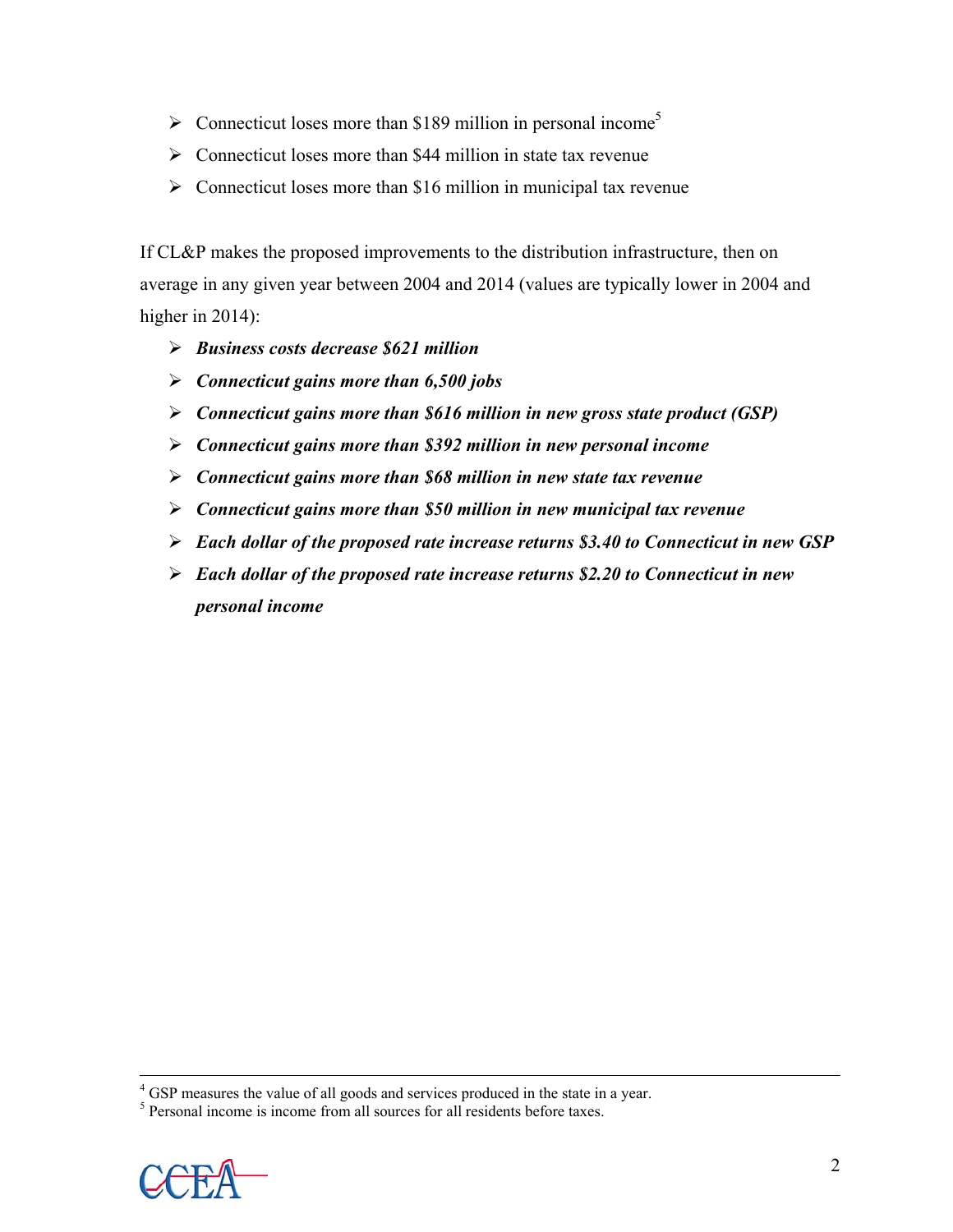- Connecticut loses more than $189 million in personal income[5]
- Connecticut loses more than $44 million in state tax revenue
- Connecticut loses more than $16 million in municipal tax revenue

If CL&P makes the proposed improvements to the distribution infrastructure, then on average in any given year between 2004 and 2014 (values are typically lower in 2004 and higher in 2014):

- ***Business costs decrease $621 million***
- ***Connecticut gains more than 6,500 jobs***
- ***Connecticut gains more than $616 million in new gross state product (GSP)***
- ***Connecticut gains more than $392 million in new personal income***
- ***Connecticut gains more than $68 million in new state tax revenue***
- ***Connecticut gains more than $50 million in new municipal tax revenue***
- ***Each dollar of the proposed rate increase returns $3.40 to Connecticut in new GSP***
- ***Each dollar of the proposed rate increase returns $2.20 to Connecticut in new personal income***

---

[4] GSP measures the value of all goods and services produced in the state in a year.

[5] Personal income is income from all sources for all residents before taxes.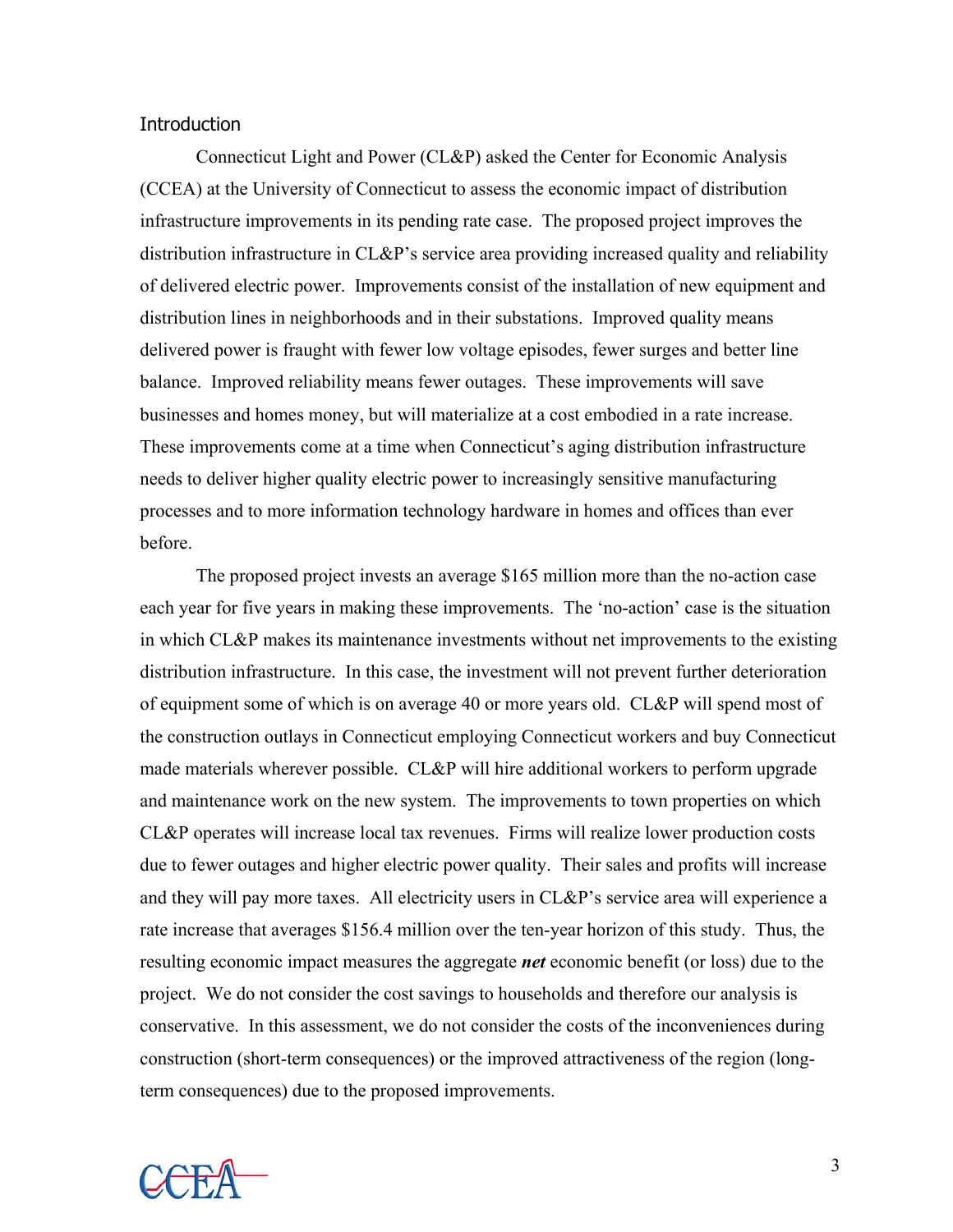## Introduction

Connecticut Light and Power (CL&P) asked the Center for Economic Analysis (CCEA) at the University of Connecticut to assess the economic impact of distribution infrastructure improvements in its pending rate case. The proposed project improves the distribution infrastructure in CL&P's service area providing increased quality and reliability of delivered electric power. Improvements consist of the installation of new equipment and distribution lines in neighborhoods and in their substations. Improved quality means delivered power is fraught with fewer low voltage episodes, fewer surges and better line balance. Improved reliability means fewer outages. These improvements will save businesses and homes money, but will materialize at a cost embodied in a rate increase. These improvements come at a time when Connecticut's aging distribution infrastructure needs to deliver higher quality electric power to increasingly sensitive manufacturing processes and to more information technology hardware in homes and offices than ever before.

The proposed project invests an average $165 million more than the no-action case each year for five years in making these improvements. The 'no-action' case is the situation in which CL&P makes its maintenance investments without net improvements to the existing distribution infrastructure. In this case, the investment will not prevent further deterioration of equipment some of which is on average 40 or more years old. CL&P will spend most of the construction outlays in Connecticut employing Connecticut workers and buy Connecticut made materials wherever possible. CL&P will hire additional workers to perform upgrade and maintenance work on the new system. The improvements to town properties on which CL&P operates will increase local tax revenues. Firms will realize lower production costs due to fewer outages and higher electric power quality. Their sales and profits will increase and they will pay more taxes. All electricity users in CL&P's service area will experience a rate increase that averages $156.4 million over the ten-year horizon of this study. Thus, the resulting economic impact measures the aggregate ***net*** economic benefit (or loss) due to the project. We do not consider the cost savings to households and therefore our analysis is conservative. In this assessment, we do not consider the costs of the inconveniences during construction (short-term consequences) or the improved attractiveness of the region (long-term consequences) due to the proposed improvements.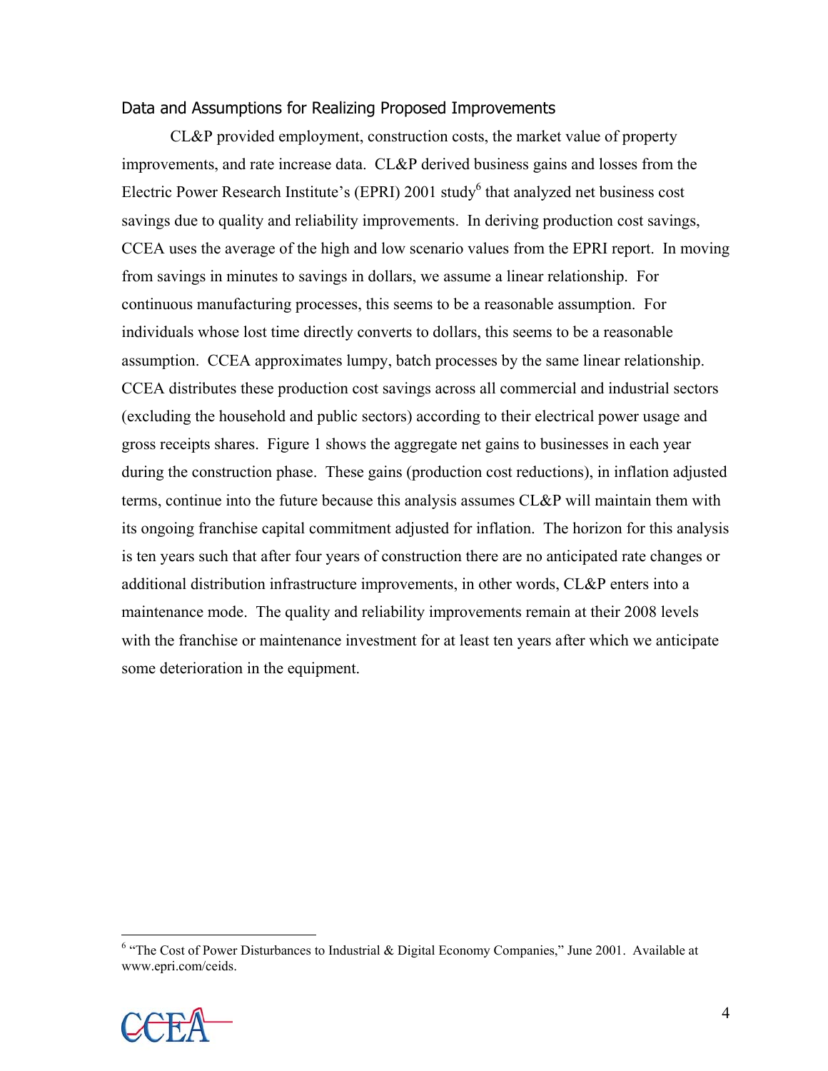## Data and Assumptions for Realizing Proposed Improvements

CL&P provided employment, construction costs, the market value of property improvements, and rate increase data. CL&P derived business gains and losses from the Electric Power Research Institute's (EPRI) 2001 study[6] that analyzed net business cost savings due to quality and reliability improvements. In deriving production cost savings, CCEA uses the average of the high and low scenario values from the EPRI report. In moving from savings in minutes to savings in dollars, we assume a linear relationship. For continuous manufacturing processes, this seems to be a reasonable assumption. For individuals whose lost time directly converts to dollars, this seems to be a reasonable assumption. CCEA approximates lumpy, batch processes by the same linear relationship. CCEA distributes these production cost savings across all commercial and industrial sectors (excluding the household and public sectors) according to their electrical power usage and gross receipts shares. Figure 1 shows the aggregate net gains to businesses in each year during the construction phase. These gains (production cost reductions), in inflation adjusted terms, continue into the future because this analysis assumes CL&P will maintain them with its ongoing franchise capital commitment adjusted for inflation. The horizon for this analysis is ten years such that after four years of construction there are no anticipated rate changes or additional distribution infrastructure improvements, in other words, CL&P enters into a maintenance mode. The quality and reliability improvements remain at their 2008 levels with the franchise or maintenance investment for at least ten years after which we anticipate some deterioration in the equipment.

[6] "The Cost of Power Disturbances to Industrial & Digital Economy Companies," June 2001. Available at www.epri.com/ceids.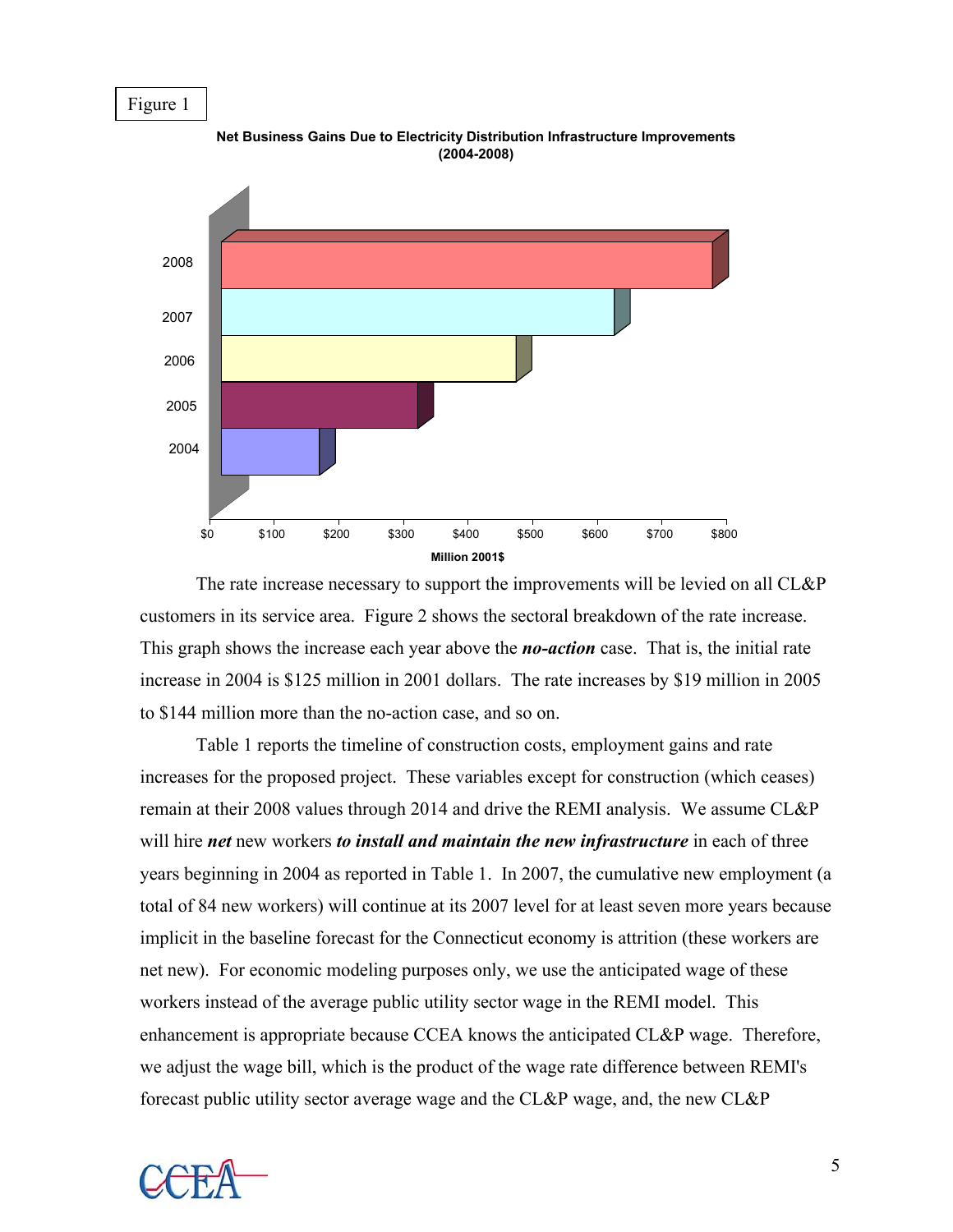Figure 1

**Net Business Gains Due to Electricity Distribution Infrastructure Improvements (2004-2008)**

The rate increase necessary to support the improvements will be levied on all CL&P customers in its service area. Figure 2 shows the sectoral breakdown of the rate increase. This graph shows the increase each year above the ***no-action*** case. That is, the initial rate increase in 2004 is $125 million in 2001 dollars. The rate increases by $19 million in 2005 to $144 million more than the no-action case, and so on.

Table 1 reports the timeline of construction costs, employment gains and rate increases for the proposed project. These variables except for construction (which ceases) remain at their 2008 values through 2014 and drive the REMI analysis. We assume CL&P will hire ***net*** new workers ***to install and maintain the new infrastructure*** in each of three years beginning in 2004 as reported in Table 1. In 2007, the cumulative new employment (a total of 84 new workers) will continue at its 2007 level for at least seven more years because implicit in the baseline forecast for the Connecticut economy is attrition (these workers are net new). For economic modeling purposes only, we use the anticipated wage of these workers instead of the average public utility sector wage in the REMI model. This enhancement is appropriate because CCEA knows the anticipated CL&P wage. Therefore, we adjust the wage bill, which is the product of the wage rate difference between REMI's forecast public utility sector average wage and the CL&P wage, and, the new CL&P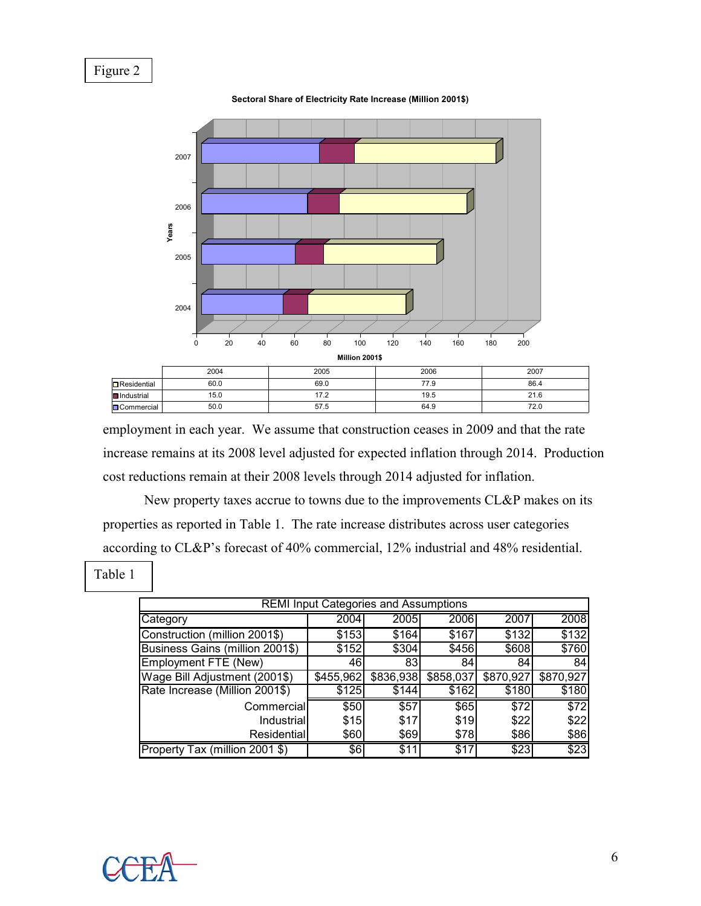Figure 2

**Sectoral Share of Electricity Rate Increase (Million 2001$)**

| | 2004 | 2005 | 2006 | 2007 |
|---|---|---|---|---|
| Residential | 60.0 | 69.0 | 77.9 | 86.4 |
| Industrial | 15.0 | 17.2 | 19.5 | 21.6 |
| Commercial | 50.0 | 57.5 | 64.9 | 72.0 |

employment in each year. We assume that construction ceases in 2009 and that the rate increase remains at its 2008 level adjusted for expected inflation through 2014. Production cost reductions remain at their 2008 levels through 2014 adjusted for inflation.

New property taxes accrue to towns due to the improvements CL&P makes on its properties as reported in Table 1. The rate increase distributes across user categories according to CL&P's forecast of 40% commercial, 12% industrial and 48% residential.

Table 1

| REMI Input Categories and Assumptions | | | | | |
|---|---|---|---|---|---|
| Category | 2004 | 2005 | 2006 | 2007 | 2008 |
| Construction (million 2001$) | $153 | $164 | $167 | $132 | $132 |
| Business Gains (million 2001$) | $152 | $304 | $456 | $608 | $760 |
| Employment FTE (New) | 46 | 83 | 84 | 84 | 84 |
| Wage Bill Adjustment (2001$) | $455,962 | $836,938 | $858,037 | $870,927 | $870,927 |
| Rate Increase (Million 2001$) | $125 | $144 | $162 | $180 | $180 |
| Commercial | $50 | $57 | $65 | $72 | $72 |
| Industrial | $15 | $17 | $19 | $22 | $22 |
| Residential | $60 | $69 | $78 | $86 | $86 |
| Property Tax (million 2001 $) | $6 | $11 | $17 | $23 | $23 |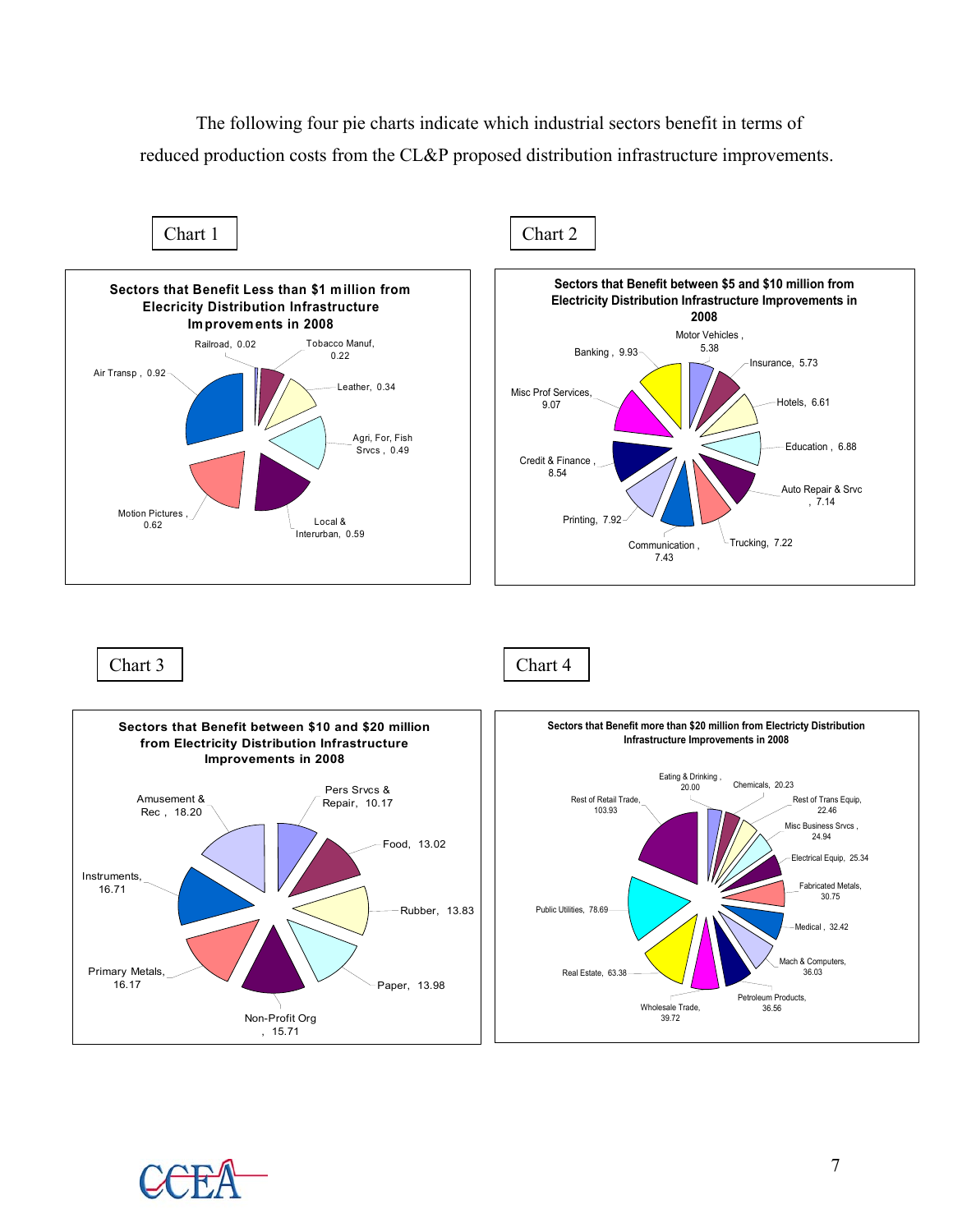The following four pie charts indicate which industrial sectors benefit in terms of reduced production costs from the CL&P proposed distribution infrastructure improvements.

Chart 1

**Sectors that Benefit Less than $1 million from Elecricity Distribution Infrastructure Improvements in 2008**

| Sector | Benefit |
|---|---|
| Railroad | 0.02 |
| Tobacco Manuf, | 0.22 |
| Leather | 0.34 |
| Agri, For, Fish Srvcs | 0.49 |
| Local & Interurban | 0.59 |
| Motion Pictures | 0.62 |
| Air Transp | 0.92 |

Chart 2

**Sectors that Benefit between $5 and $10 million from Electricity Distribution Infrastructure Improvements in 2008**

| Sector | Benefit |
|---|---|
| Motor Vehicles | 5.38 |
| Insurance | 5.73 |
| Hotels | 6.61 |
| Education | 6.88 |
| Auto Repair & Srvc | 7.14 |
| Trucking | 7.22 |
| Communication | 7.43 |
| Printing | 7.92 |
| Credit & Finance | 8.54 |
| Misc Prof Services | 9.07 |
| Banking | 9.93 |

Chart 3

**Sectors that Benefit between $10 and $20 million from Electricity Distribution Infrastructure Improvements in 2008**

| Sector | Benefit |
|---|---|
| Pers Srvcs & Repair | 10.17 |
| Food | 13.02 |
| Rubber | 13.83 |
| Paper | 13.98 |
| Non-Profit Org | 15.71 |
| Primary Metals | 16.17 |
| Instruments | 16.71 |
| Amusement & Rec | 18.20 |

Chart 4

**Sectors that Benefit more than $20 million from Electricty Distribution Infrastructure Improvements in 2008**

| Sector | Benefit |
|---|---|
| Eating & Drinking | 20.00 |
| Chemicals | 20.23 |
| Rest of Trans Equip | 22.46 |
| Misc Business Srvcs | 24.94 |
| Electrical Equip | 25.34 |
| Fabricated Metals | 30.75 |
| Medical | 32.42 |
| Mach & Computers | 36.03 |
| Petroleum Products | 36.56 |
| Wholesale Trade | 39.72 |
| Real Estate | 63.38 |
| Public Utilities | 78.69 |
| Rest of Retail Trade | 103.93 |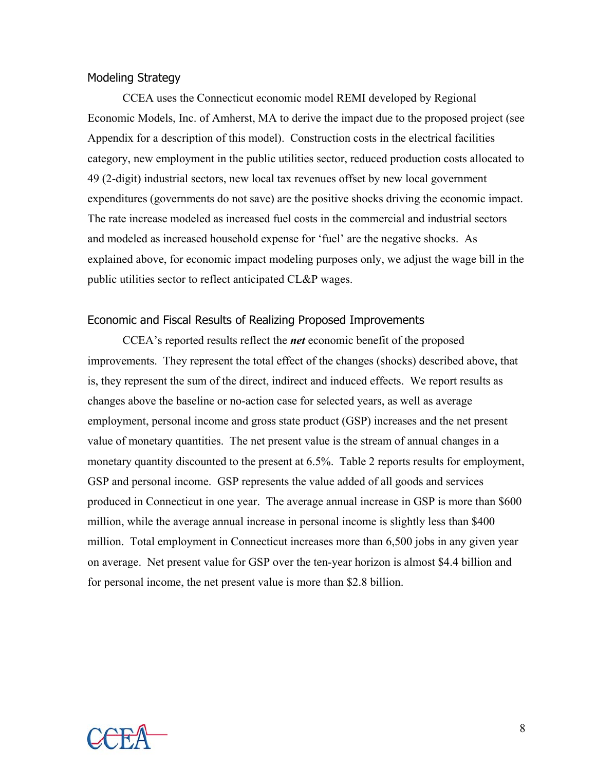### Modeling Strategy

CCEA uses the Connecticut economic model REMI developed by Regional Economic Models, Inc. of Amherst, MA to derive the impact due to the proposed project (see Appendix for a description of this model). Construction costs in the electrical facilities category, new employment in the public utilities sector, reduced production costs allocated to 49 (2-digit) industrial sectors, new local tax revenues offset by new local government expenditures (governments do not save) are the positive shocks driving the economic impact. The rate increase modeled as increased fuel costs in the commercial and industrial sectors and modeled as increased household expense for 'fuel' are the negative shocks. As explained above, for economic impact modeling purposes only, we adjust the wage bill in the public utilities sector to reflect anticipated CL&P wages.

### Economic and Fiscal Results of Realizing Proposed Improvements

CCEA's reported results reflect the ***net*** economic benefit of the proposed improvements. They represent the total effect of the changes (shocks) described above, that is, they represent the sum of the direct, indirect and induced effects. We report results as changes above the baseline or no-action case for selected years, as well as average employment, personal income and gross state product (GSP) increases and the net present value of monetary quantities. The net present value is the stream of annual changes in a monetary quantity discounted to the present at 6.5%. Table 2 reports results for employment, GSP and personal income. GSP represents the value added of all goods and services produced in Connecticut in one year. The average annual increase in GSP is more than $600 million, while the average annual increase in personal income is slightly less than $400 million. Total employment in Connecticut increases more than 6,500 jobs in any given year on average. Net present value for GSP over the ten-year horizon is almost $4.4 billion and for personal income, the net present value is more than $2.8 billion.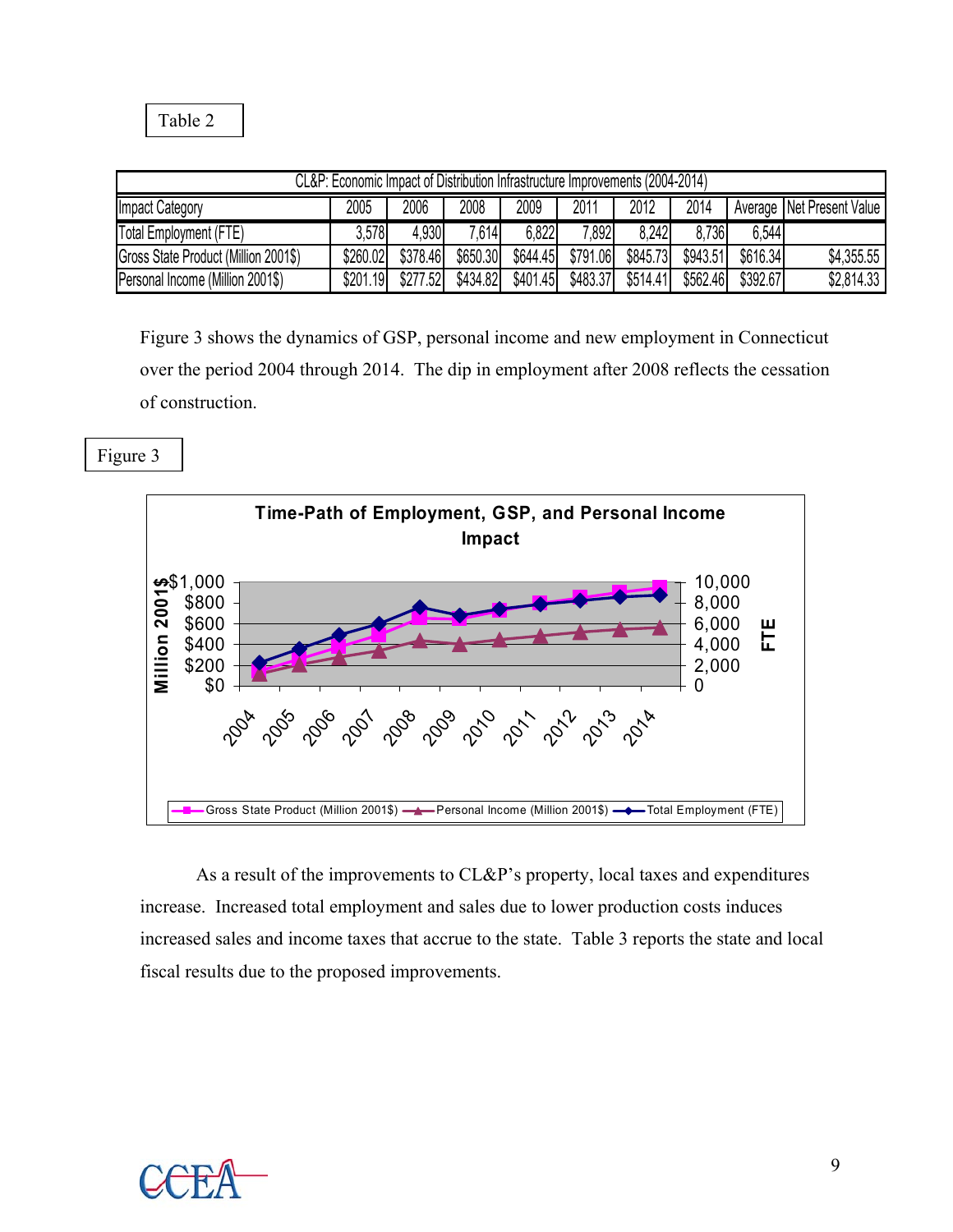Table 2

| CL&P: Economic Impact of Distribution Infrastructure Improvements (2004-2014) | | | | | | | | | |
|---|---|---|---|---|---|---|---|---|---|
| Impact Category | 2005 | 2006 | 2008 | 2009 | 2011 | 2012 | 2014 | Average | Net Present Value |
| Total Employment (FTE) | 3,578 | 4,930 | 7,614 | 6,822 | 7,892 | 8,242 | 8,736 | 6,544 | |
| Gross State Product (Million 2001$) | $260.02 | $378.46 | $650.30 | $644.45 | $791.06 | $845.73 | $943.51 | $616.34 | $4,355.55 |
| Personal Income (Million 2001$) | $201.19 | $277.52 | $434.82 | $401.45 | $483.37 | $514.41 | $562.46 | $392.67 | $2,814.33 |

Figure 3 shows the dynamics of GSP, personal income and new employment in Connecticut over the period 2004 through 2014. The dip in employment after 2008 reflects the cessation of construction.

Figure 3

As a result of the improvements to CL&P's property, local taxes and expenditures increase. Increased total employment and sales due to lower production costs induces increased sales and income taxes that accrue to the state. Table 3 reports the state and local fiscal results due to the proposed improvements.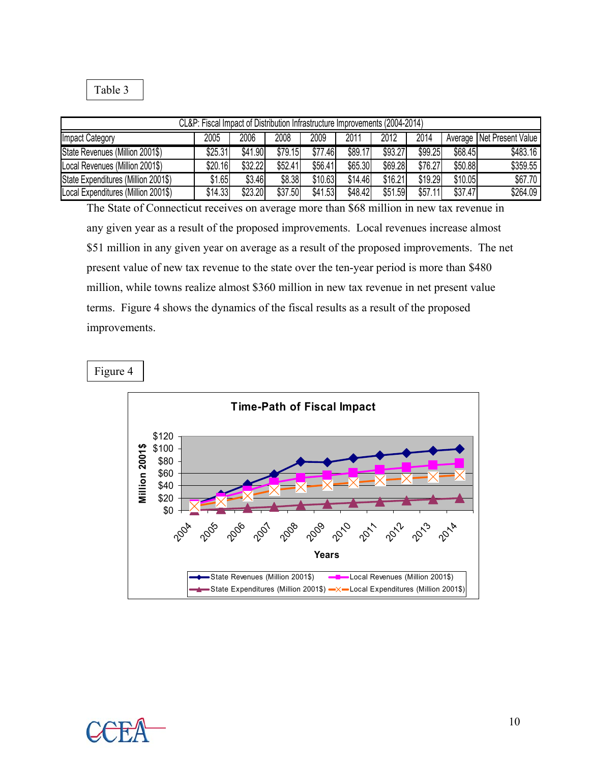Table 3

| CL&P: Fiscal Impact of Distribution Infrastructure Improvements (2004-2014) | | | | | | | | | |
|---|---|---|---|---|---|---|---|---|---|
| Impact Category | 2005 | 2006 | 2008 | 2009 | 2011 | 2012 | 2014 | Average | Net Present Value |
| State Revenues (Million 2001$) | $25.31 | $41.90 | $79.15 | $77.46 | $89.17 | $93.27 | $99.25 | $68.45 | $483.16 |
| Local Revenues (Million 2001$) | $20.16 | $32.22 | $52.41 | $56.41 | $65.30 | $69.28 | $76.27 | $50.88 | $359.55 |
| State Expenditures (Million 2001$) | $1.65 | $3.46 | $8.38 | $10.63 | $14.46 | $16.21 | $19.29 | $10.05 | $67.70 |
| Local Expenditures (Million 2001$) | $14.33 | $23.20 | $37.50 | $41.53 | $48.42 | $51.59 | $57.11 | $37.47 | $264.09 |

The State of Connecticut receives on average more than $68 million in new tax revenue in any given year as a result of the proposed improvements. Local revenues increase almost $51 million in any given year on average as a result of the proposed improvements. The net present value of new tax revenue to the state over the ten-year period is more than $480 million, while towns realize almost $360 million in new tax revenue in net present value terms. Figure 4 shows the dynamics of the fiscal results as a result of the proposed improvements.

Figure 4

**Time-Path of Fiscal Impact**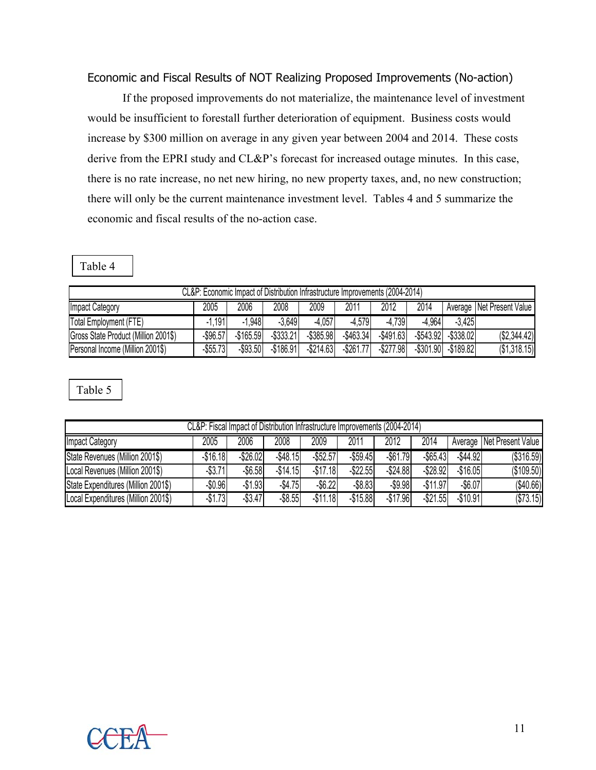### Economic and Fiscal Results of NOT Realizing Proposed Improvements (No-action)

If the proposed improvements do not materialize, the maintenance level of investment would be insufficient to forestall further deterioration of equipment. Business costs would increase by $300 million on average in any given year between 2004 and 2014. These costs derive from the EPRI study and CL&P's forecast for increased outage minutes. In this case, there is no rate increase, no net new hiring, no new property taxes, and, no new construction; there will only be the current maintenance investment level. Tables 4 and 5 summarize the economic and fiscal results of the no-action case.

Table 4

| CL&P: Economic Impact of Distribution Infrastructure Improvements (2004-2014) | | | | | | | | | |
|---|---|---|---|---|---|---|---|---|---|
| Impact Category | 2005 | 2006 | 2008 | 2009 | 2011 | 2012 | 2014 | Average | Net Present Value |
| Total Employment (FTE) | -1,191 | -1,948 | -3,649 | -4,057 | -4,579 | -4,739 | -4,964 | -3,425 | |
| Gross State Product (Million 2001$) | -$96.57 | -$165.59 | -$333.21 | -$385.98 | -$463.34 | -$491.63 | -$543.92 | -$338.02 | ($2,344.42) |
| Personal Income (Million 2001$) | -$55.73 | -$93.50 | -$186.91 | -$214.63 | -$261.77 | -$277.98 | -$301.90 | -$189.82 | ($1,318.15) |

Table 5

| CL&P: Fiscal Impact of Distribution Infrastructure Improvements (2004-2014) | | | | | | | | | |
|---|---|---|---|---|---|---|---|---|---|
| Impact Category | 2005 | 2006 | 2008 | 2009 | 2011 | 2012 | 2014 | Average | Net Present Value |
| State Revenues (Million 2001$) | -$16.18 | -$26.02 | -$48.15 | -$52.57 | -$59.45 | -$61.79 | -$65.43 | -$44.92 | ($316.59) |
| Local Revenues (Million 2001$) | -$3.71 | -$6.58 | -$14.15 | -$17.18 | -$22.55 | -$24.88 | -$28.92 | -$16.05 | ($109.50) |
| State Expenditures (Million 2001$) | -$0.96 | -$1.93 | -$4.75 | -$6.22 | -$8.83 | -$9.98 | -$11.97 | -$6.07 | ($40.66) |
| Local Expenditures (Million 2001$) | -$1.73 | -$3.47 | -$8.55 | -$11.18 | -$15.88 | -$17.96 | -$21.55 | -$10.91 | ($73.15) |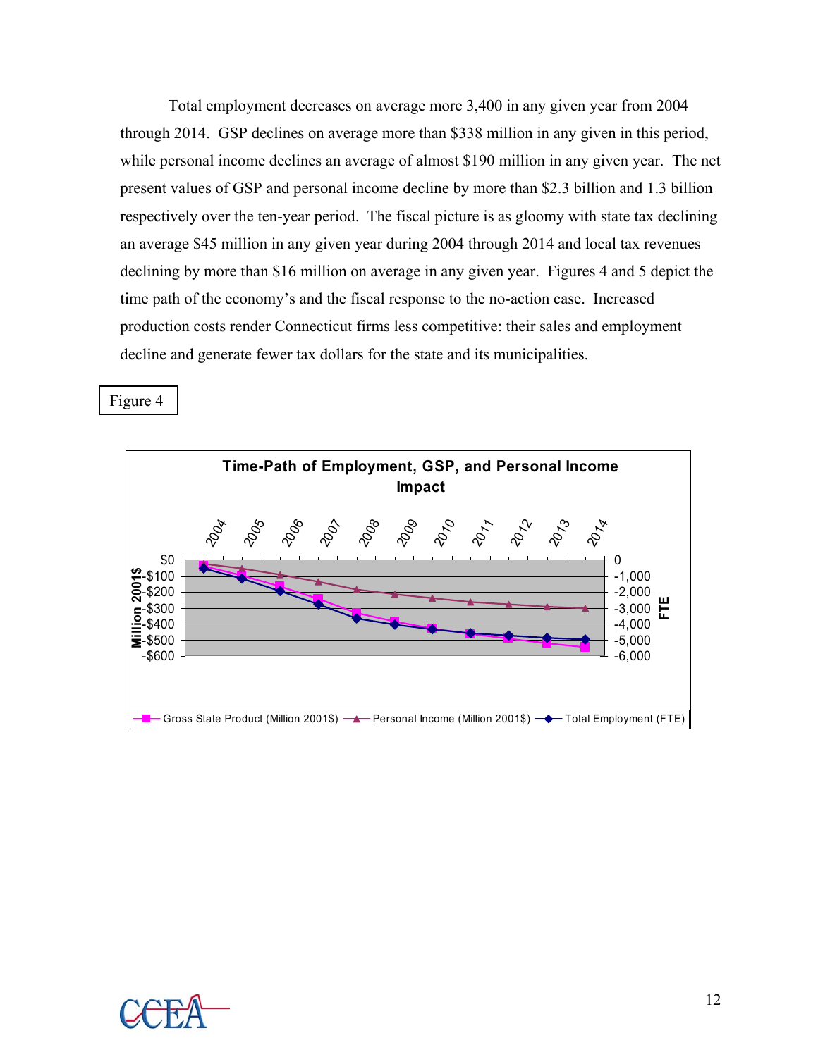Total employment decreases on average more 3,400 in any given year from 2004 through 2014. GSP declines on average more than $338 million in any given in this period, while personal income declines an average of almost $190 million in any given year. The net present values of GSP and personal income decline by more than $2.3 billion and 1.3 billion respectively over the ten-year period. The fiscal picture is as gloomy with state tax declining an average $45 million in any given year during 2004 through 2014 and local tax revenues declining by more than $16 million on average in any given year. Figures 4 and 5 depict the time path of the economy's and the fiscal response to the no-action case. Increased production costs render Connecticut firms less competitive: their sales and employment decline and generate fewer tax dollars for the state and its municipalities.

Figure 4

**Time-Path of Employment, GSP, and Personal Income Impact**

Legend: Gross State Product (Million 2001$), Personal Income (Million 2001$), Total Employment (FTE)

Left axis: Million 2001$ ($0 to -$600); Right axis: FTE (0 to -6,000); Years: 2004–2014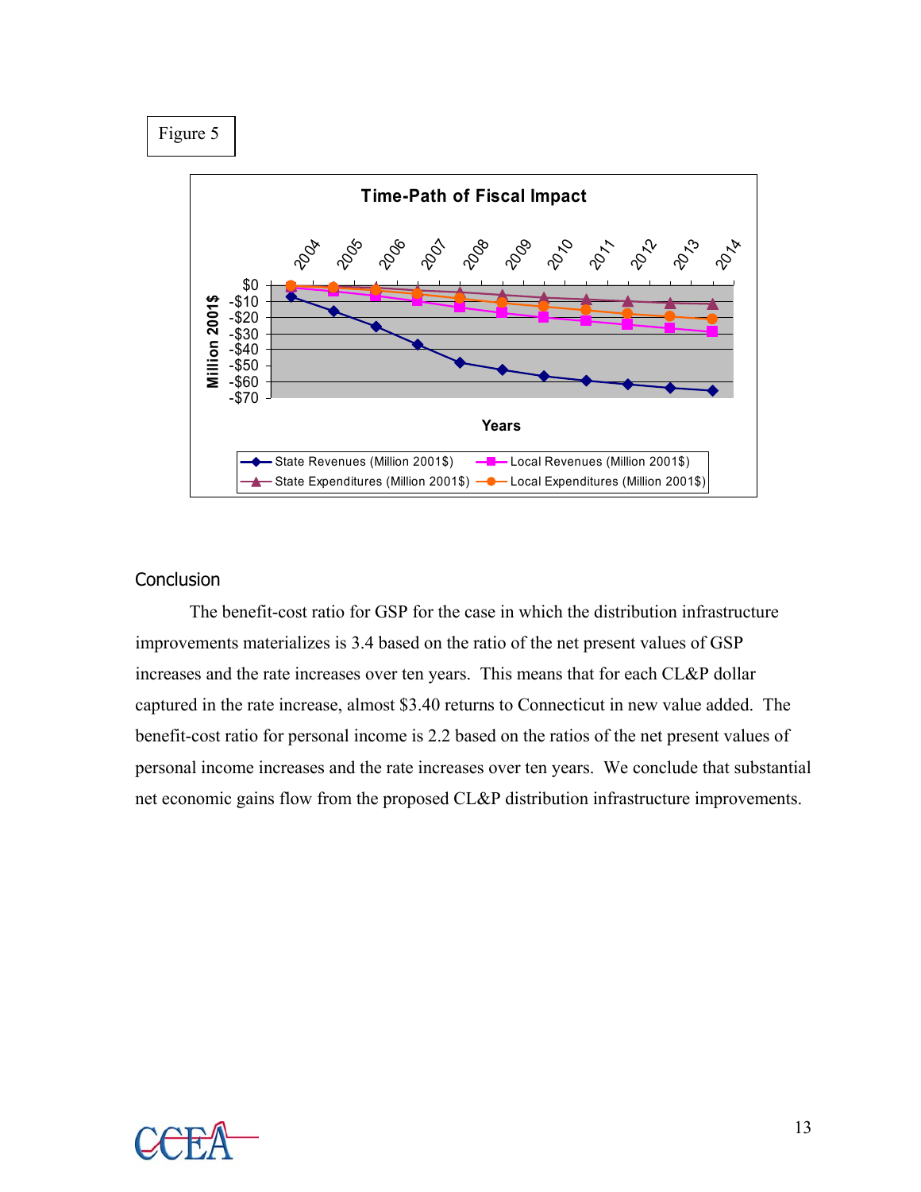Figure 5

**Time-Path of Fiscal Impact**

## Conclusion

The benefit-cost ratio for GSP for the case in which the distribution infrastructure improvements materializes is 3.4 based on the ratio of the net present values of GSP increases and the rate increases over ten years. This means that for each CL&P dollar captured in the rate increase, almost $3.40 returns to Connecticut in new value added. The benefit-cost ratio for personal income is 2.2 based on the ratios of the net present values of personal income increases and the rate increases over ten years. We conclude that substantial net economic gains flow from the proposed CL&P distribution infrastructure improvements.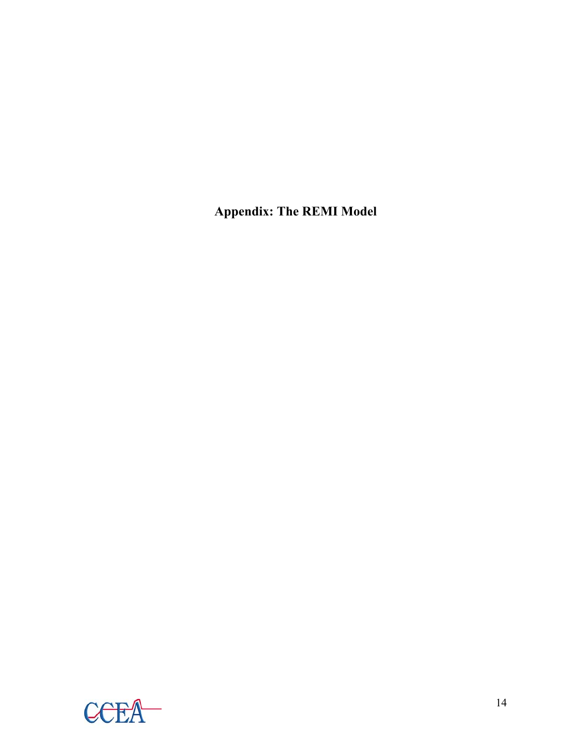# Appendix: The REMI Model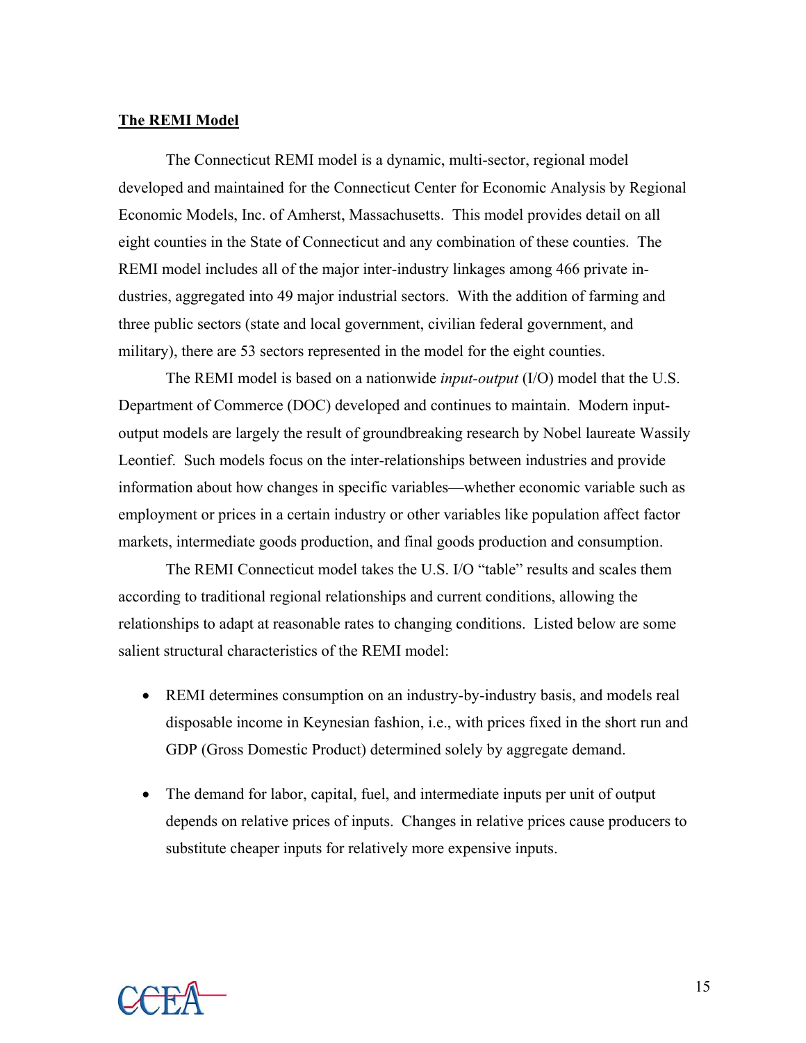**The REMI Model**

The Connecticut REMI model is a dynamic, multi-sector, regional model developed and maintained for the Connecticut Center for Economic Analysis by Regional Economic Models, Inc. of Amherst, Massachusetts. This model provides detail on all eight counties in the State of Connecticut and any combination of these counties. The REMI model includes all of the major inter-industry linkages among 466 private industries, aggregated into 49 major industrial sectors. With the addition of farming and three public sectors (state and local government, civilian federal government, and military), there are 53 sectors represented in the model for the eight counties.

The REMI model is based on a nationwide *input-output* (I/O) model that the U.S. Department of Commerce (DOC) developed and continues to maintain. Modern input-output models are largely the result of groundbreaking research by Nobel laureate Wassily Leontief. Such models focus on the inter-relationships between industries and provide information about how changes in specific variables—whether economic variable such as employment or prices in a certain industry or other variables like population affect factor markets, intermediate goods production, and final goods production and consumption.

The REMI Connecticut model takes the U.S. I/O "table" results and scales them according to traditional regional relationships and current conditions, allowing the relationships to adapt at reasonable rates to changing conditions. Listed below are some salient structural characteristics of the REMI model:

- REMI determines consumption on an industry-by-industry basis, and models real disposable income in Keynesian fashion, i.e., with prices fixed in the short run and GDP (Gross Domestic Product) determined solely by aggregate demand.

- The demand for labor, capital, fuel, and intermediate inputs per unit of output depends on relative prices of inputs. Changes in relative prices cause producers to substitute cheaper inputs for relatively more expensive inputs.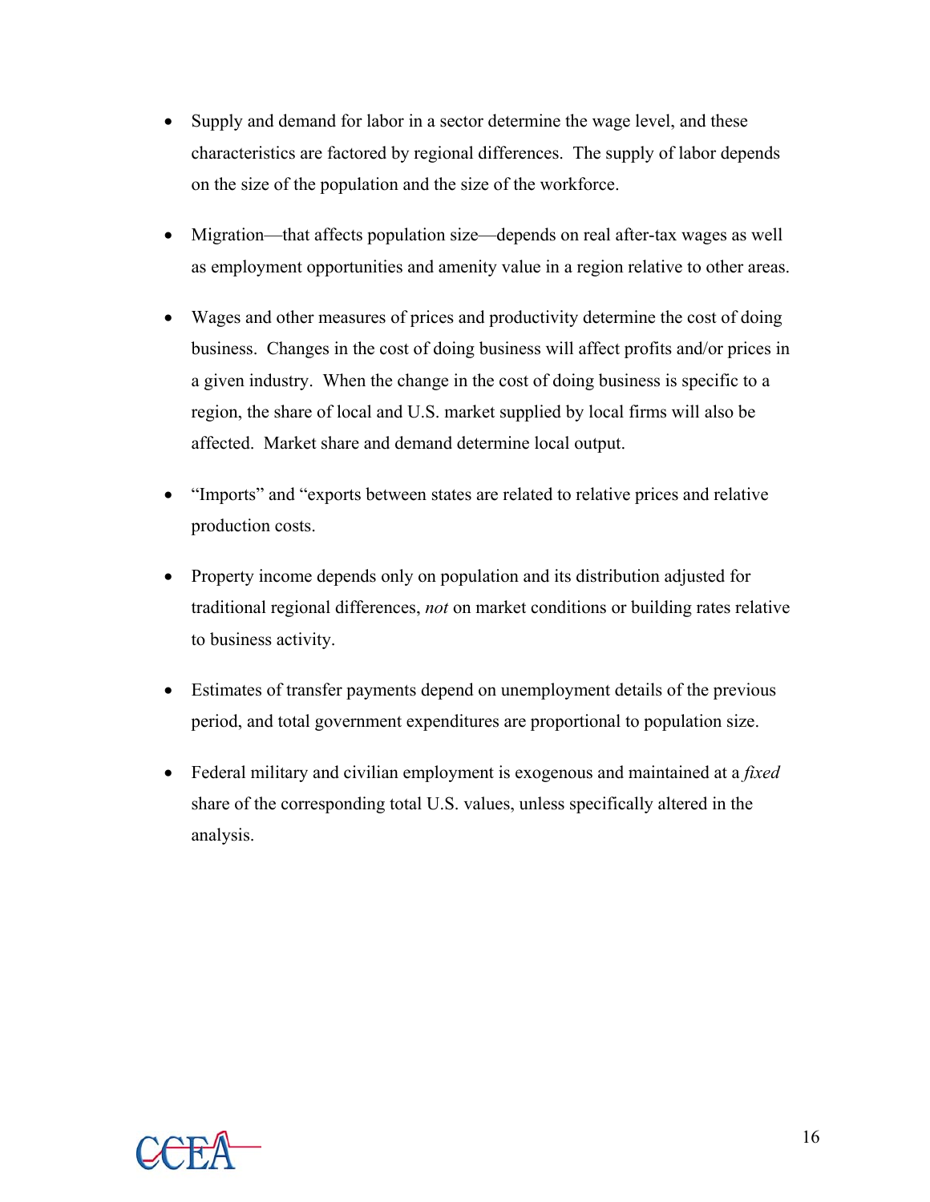- Supply and demand for labor in a sector determine the wage level, and these characteristics are factored by regional differences. The supply of labor depends on the size of the population and the size of the workforce.

- Migration—that affects population size—depends on real after-tax wages as well as employment opportunities and amenity value in a region relative to other areas.

- Wages and other measures of prices and productivity determine the cost of doing business. Changes in the cost of doing business will affect profits and/or prices in a given industry. When the change in the cost of doing business is specific to a region, the share of local and U.S. market supplied by local firms will also be affected. Market share and demand determine local output.

- "Imports" and "exports between states are related to relative prices and relative production costs.

- Property income depends only on population and its distribution adjusted for traditional regional differences, *not* on market conditions or building rates relative to business activity.

- Estimates of transfer payments depend on unemployment details of the previous period, and total government expenditures are proportional to population size.

- Federal military and civilian employment is exogenous and maintained at a *fixed* share of the corresponding total U.S. values, unless specifically altered in the analysis.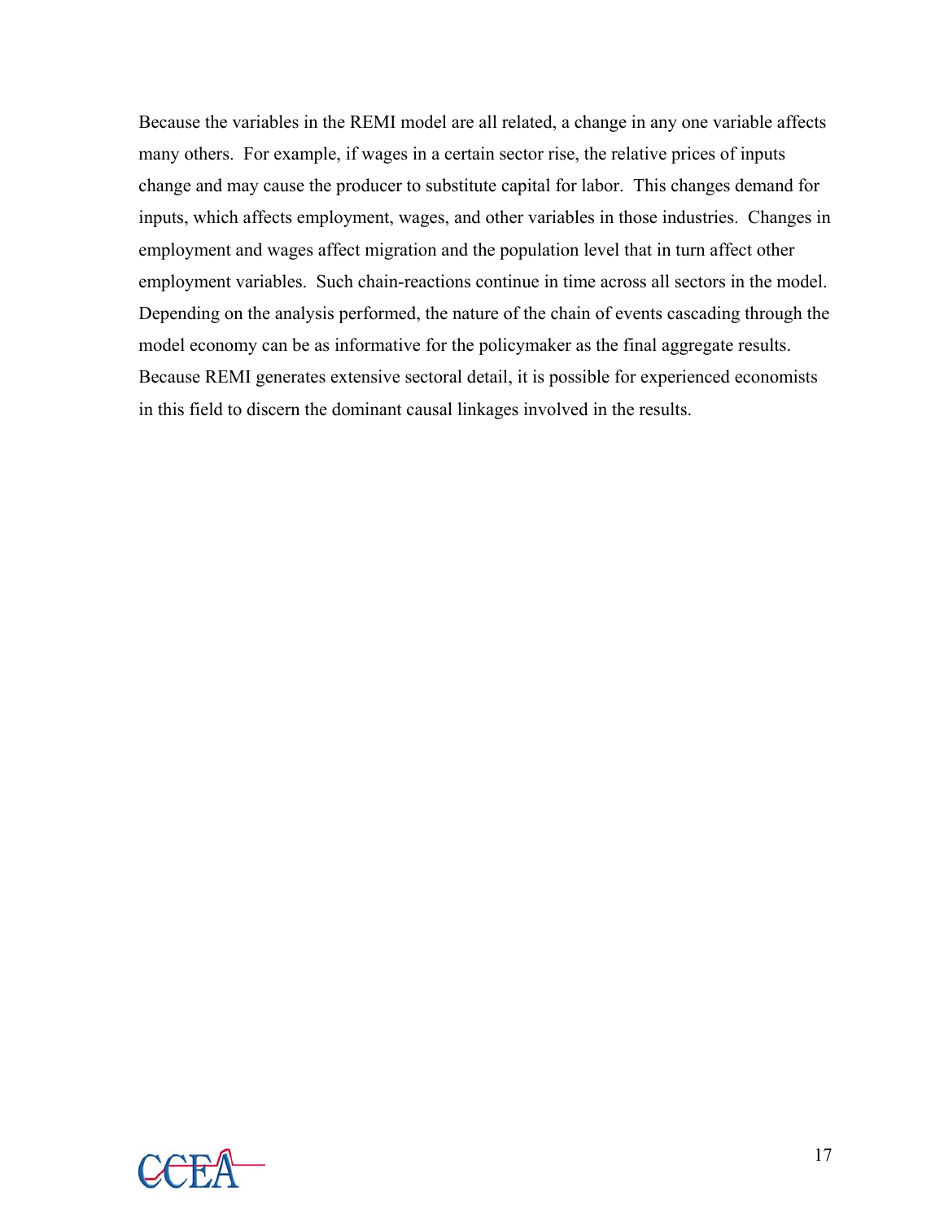Because the variables in the REMI model are all related, a change in any one variable affects many others. For example, if wages in a certain sector rise, the relative prices of inputs change and may cause the producer to substitute capital for labor. This changes demand for inputs, which affects employment, wages, and other variables in those industries. Changes in employment and wages affect migration and the population level that in turn affect other employment variables. Such chain-reactions continue in time across all sectors in the model. Depending on the analysis performed, the nature of the chain of events cascading through the model economy can be as informative for the policymaker as the final aggregate results. Because REMI generates extensive sectoral detail, it is possible for experienced economists in this field to discern the dominant causal linkages involved in the results.